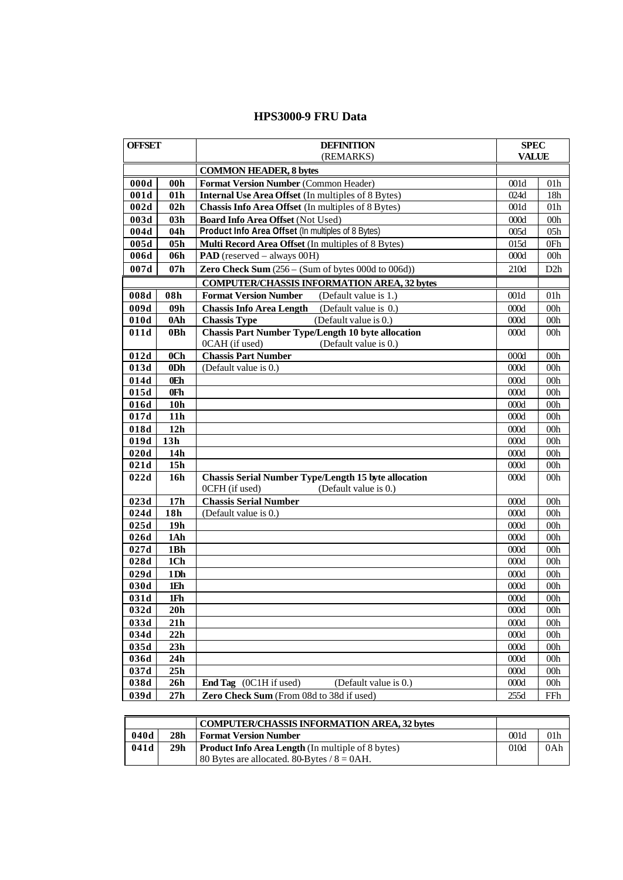# HPS3000-9 FRU Data

| OFFSET | | DEFINITION (REMARKS) | SPEC VALUE | |
|---|---|---|---|---|
| | | **COMMON HEADER, 8 bytes** | | |
| **000d** | **00h** | **Format Version Number** (Common Header) | 001d | 01h |
| **001d** | **01h** | **Internal Use Area Offset** (In multiples of 8 Bytes) | 024d | 18h |
| **002d** | **02h** | **Chassis Info Area Offset** (In multiples of 8 Bytes) | 001d | 01h |
| **003d** | **03h** | **Board Info Area Offset** (Not Used) | 000d | 00h |
| **004d** | **04h** | **Product Info Area Offset** (In multiples of 8 Bytes) | 005d | 05h |
| **005d** | **05h** | **Multi Record Area Offset** (In multiples of 8 Bytes) | 015d | 0Fh |
| **006d** | **06h** | **PAD** (reserved – always 00H) | 000d | 00h |
| **007d** | **07h** | **Zero Check Sum** (256 – (Sum of bytes 000d to 006d)) | 210d | D2h |
| | | **COMPUTER/CHASSIS INFORMATION AREA, 32 bytes** | | |
| **008d** | **08h** | **Format Version Number** (Default value is 1.) | 001d | 01h |
| **009d** | **09h** | **Chassis Info Area Length** (Default value is 0.) | 000d | 00h |
| **010d** | **0Ah** | **Chassis Type** (Default value is 0.) | 000d | 00h |
| **011d** | **0Bh** | **Chassis Part Number Type/Length 10 byte allocation** 0CAH (if used) (Default value is 0.) | 000d | 00h |
| **012d** | **0Ch** | **Chassis Part Number** | 000d | 00h |
| **013d** | **0Dh** | (Default value is 0.) | 000d | 00h |
| **014d** | **0Eh** | | 000d | 00h |
| **015d** | **0Fh** | | 000d | 00h |
| **016d** | **10h** | | 000d | 00h |
| **017d** | **11h** | | 000d | 00h |
| **018d** | **12h** | | 000d | 00h |
| **019d** | **13h** | | 000d | 00h |
| **020d** | **14h** | | 000d | 00h |
| **021d** | **15h** | | 000d | 00h |
| **022d** | **16h** | **Chassis Serial Number Type/Length 15 byte allocation** 0CFH (if used) (Default value is 0.) | 000d | 00h |
| **023d** | **17h** | **Chassis Serial Number** | 000d | 00h |
| **024d** | **18h** | (Default value is 0.) | 000d | 00h |
| **025d** | **19h** | | 000d | 00h |
| **026d** | **1Ah** | | 000d | 00h |
| **027d** | **1Bh** | | 000d | 00h |
| **028d** | **1Ch** | | 000d | 00h |
| **029d** | **1Dh** | | 000d | 00h |
| **030d** | **1Eh** | | 000d | 00h |
| **031d** | **1Fh** | | 000d | 00h |
| **032d** | **20h** | | 000d | 00h |
| **033d** | **21h** | | 000d | 00h |
| **034d** | **22h** | | 000d | 00h |
| **035d** | **23h** | | 000d | 00h |
| **036d** | **24h** | | 000d | 00h |
| **037d** | **25h** | | 000d | 00h |
| **038d** | **26h** | **End Tag** (0C1H if used) (Default value is 0.) | 000d | 00h |
| **039d** | **27h** | **Zero Check Sum** (From 08d to 38d if used) | 255d | FFh |

| | | **COMPUTER/CHASSIS INFORMATION AREA, 32 bytes** | | |
|---|---|---|---|---|
| **040d** | **28h** | **Format Version Number** | 001d | 01h |
| **041d** | **29h** | **Product Info Area Length** (In multiple of 8 bytes) 80 Bytes are allocated. 80-Bytes / 8 = 0AH. | 010d | 0Ah |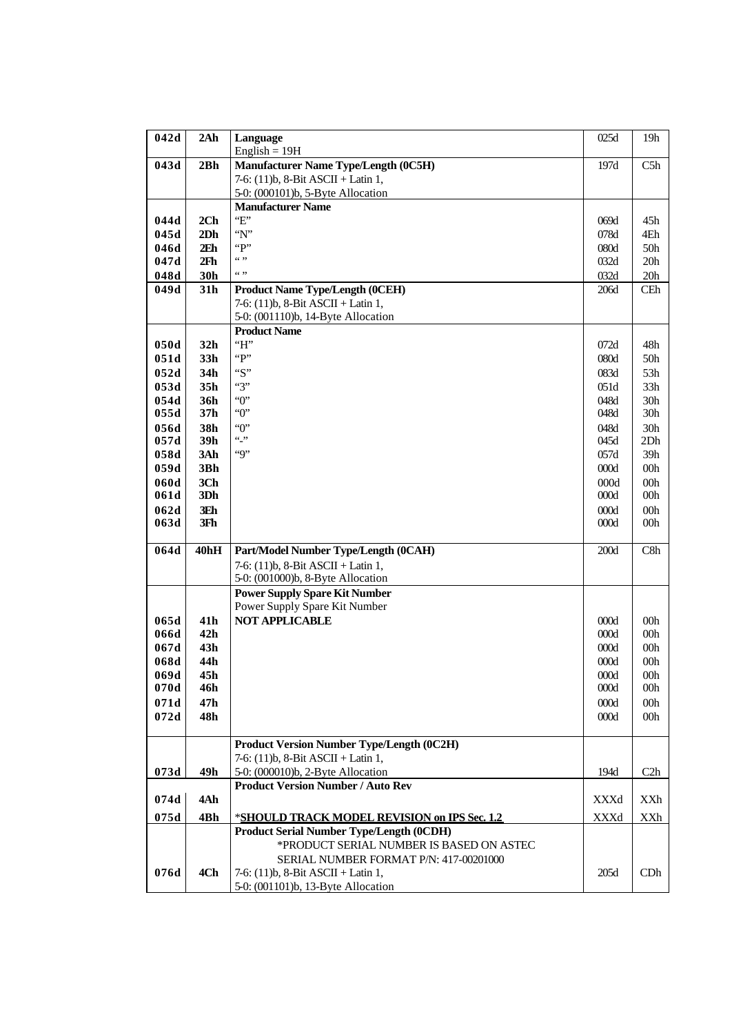| | | | | |
|---|---|---|---|---|
| 042d | 2Ah | **Language**<br>English = 19H | 025d | 19h |
| 043d | 2Bh | **Manufacturer Name Type/Length (0C5H)**<br>7-6: (11)b, 8-Bit ASCII + Latin 1,<br>5-0: (000101)b, 5-Byte Allocation | 197d | C5h |
| | | **Manufacturer Name** | | |
| 044d | 2Ch | "E" | 069d | 45h |
| 045d | 2Dh | "N" | 078d | 4Eh |
| 046d | 2Eh | "P" | 080d | 50h |
| 047d | 2Fh | " " | 032d | 20h |
| 048d | 30h | " " | 032d | 20h |
| 049d | 31h | **Product Name Type/Length (0CEH)**<br>7-6: (11)b, 8-Bit ASCII + Latin 1,<br>5-0: (001110)b, 14-Byte Allocation | 206d | CEh |
| | | **Product Name** | | |
| 050d | 32h | "H" | 072d | 48h |
| 051d | 33h | "P" | 080d | 50h |
| 052d | 34h | "S" | 083d | 53h |
| 053d | 35h | "3" | 051d | 33h |
| 054d | 36h | "0" | 048d | 30h |
| 055d | 37h | "0" | 048d | 30h |
| 056d | 38h | "0" | 048d | 30h |
| 057d | 39h | "-" | 045d | 2Dh |
| 058d | 3Ah | "9" | 057d | 39h |
| 059d | 3Bh | | 000d | 00h |
| 060d | 3Ch | | 000d | 00h |
| 061d | 3Dh | | 000d | 00h |
| 062d | 3Eh | | 000d | 00h |
| 063d | 3Fh | | 000d | 00h |
| 064d | 40hH | **Part/Model Number Type/Length (0CAH)**<br>7-6: (11)b, 8-Bit ASCII + Latin 1,<br>5-0: (001000)b, 8-Byte Allocation | 200d | C8h |
| | | **Power Supply Spare Kit Number**<br>Power Supply Spare Kit Number | | |
| 065d | 41h | **NOT APPLICABLE** | 000d | 00h |
| 066d | 42h | | 000d | 00h |
| 067d | 43h | | 000d | 00h |
| 068d | 44h | | 000d | 00h |
| 069d | 45h | | 000d | 00h |
| 070d | 46h | | 000d | 00h |
| 071d | 47h | | 000d | 00h |
| 072d | 48h | | 000d | 00h |
| 073d | 49h | **Product Version Number Type/Length (0C2H)**<br>7-6: (11)b, 8-Bit ASCII + Latin 1,<br>5-0: (000010)b, 2-Byte Allocation | 194d | C2h |
| | | **Product Version Number / Auto Rev** | | |
| 074d | 4Ah | | XXXd | XXh |
| 075d | 4Bh | *__SHOULD TRACK MODEL REVISION on IPS Sec. 1.2__ | XXXd | XXh |
| 076d | 4Ch | **Product Serial Number Type/Length (0CDH)**<br>*PRODUCT SERIAL NUMBER IS BASED ON ASTEC SERIAL NUMBER FORMAT P/N: 417-00201000<br>7-6: (11)b, 8-Bit ASCII + Latin 1,<br>5-0: (001101)b, 13-Byte Allocation | 205d | CDh |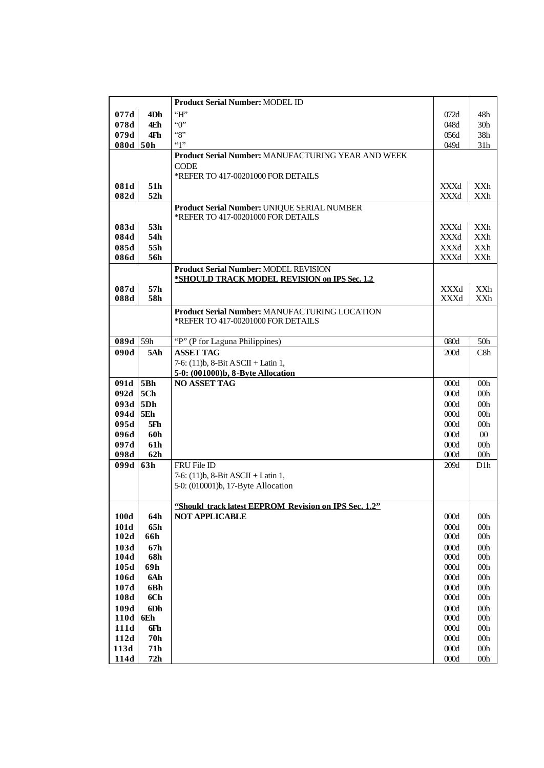|  |  | **Product Serial Number:** MODEL ID |  |  |
|---|---|---|---|---|
| **077d** | **4Dh** | "H" | 072d | 48h |
| **078d** | **4Eh** | "0" | 048d | 30h |
| **079d** | **4Fh** | "8" | 056d | 38h |
| **080d** | **50h** | "1" | 049d | 31h |
|  |  | **Product Serial Number:** MANUFACTURING YEAR AND WEEK CODE<br>*REFER TO 417-00201000 FOR DETAILS |  |  |
| **081d** | **51h** |  | XXXd | XXh |
| **082d** | **52h** |  | XXXd | XXh |
|  |  | **Product Serial Number:** UNIQUE SERIAL NUMBER<br>*REFER TO 417-00201000 FOR DETAILS |  |  |
| **083d** | **53h** |  | XXXd | XXh |
| **084d** | **54h** |  | XXXd | XXh |
| **085d** | **55h** |  | XXXd | XXh |
| **086d** | **56h** |  | XXXd | XXh |
|  |  | **Product Serial Number:** MODEL REVISION<br>**<u>*SHOULD TRACK MODEL REVISION on IPS Sec. 1.2</u>** |  |  |
| **087d** | **57h** |  | XXXd | XXh |
| **088d** | **58h** |  | XXXd | XXh |
|  |  | **Product Serial Number:** MANUFACTURING LOCATION<br>*REFER TO 417-00201000 FOR DETAILS |  |  |
| **089d** | 59h | "P" (P for Laguna Philippines) | 080d | 50h |
| **090d** | **5Ah** | **ASSET TAG**<br>7-6: (11)b, 8-Bit ASCII + Latin 1,<br>**5-0: (001000)b, 8-Byte Allocation** | 200d | C8h |
| **091d** | **5Bh** | **NO ASSET TAG** | 000d | 00h |
| **092d** | **5Ch** |  | 000d | 00h |
| **093d** | **5Dh** |  | 000d | 00h |
| **094d** | **5Eh** |  | 000d | 00h |
| **095d** | **5Fh** |  | 000d | 00h |
| **096d** | **60h** |  | 000d | 00 |
| **097d** | **61h** |  | 000d | 00h |
| **098d** | **62h** |  | 000d | 00h |
| **099d** | **63h** | FRU File ID<br>7-6: (11)b, 8-Bit ASCII + Latin 1,<br>5-0: (010001)b, 17-Byte Allocation | 209d | D1h |
|  |  | **<u>"Should track latest EEPROM Revision on IPS Sec. 1.2"</u>** |  |  |
| **100d** | **64h** | **NOT APPLICABLE** | 000d | 00h |
| **101d** | **65h** |  | 000d | 00h |
| **102d** | **66h** |  | 000d | 00h |
| **103d** | **67h** |  | 000d | 00h |
| **104d** | **68h** |  | 000d | 00h |
| **105d** | **69h** |  | 000d | 00h |
| **106d** | **6Ah** |  | 000d | 00h |
| **107d** | **6Bh** |  | 000d | 00h |
| **108d** | **6Ch** |  | 000d | 00h |
| **109d** | **6Dh** |  | 000d | 00h |
| **110d** | **6Eh** |  | 000d | 00h |
| **111d** | **6Fh** |  | 000d | 00h |
| **112d** | **70h** |  | 000d | 00h |
| **113d** | **71h** |  | 000d | 00h |
| **114d** | **72h** |  | 000d | 00h |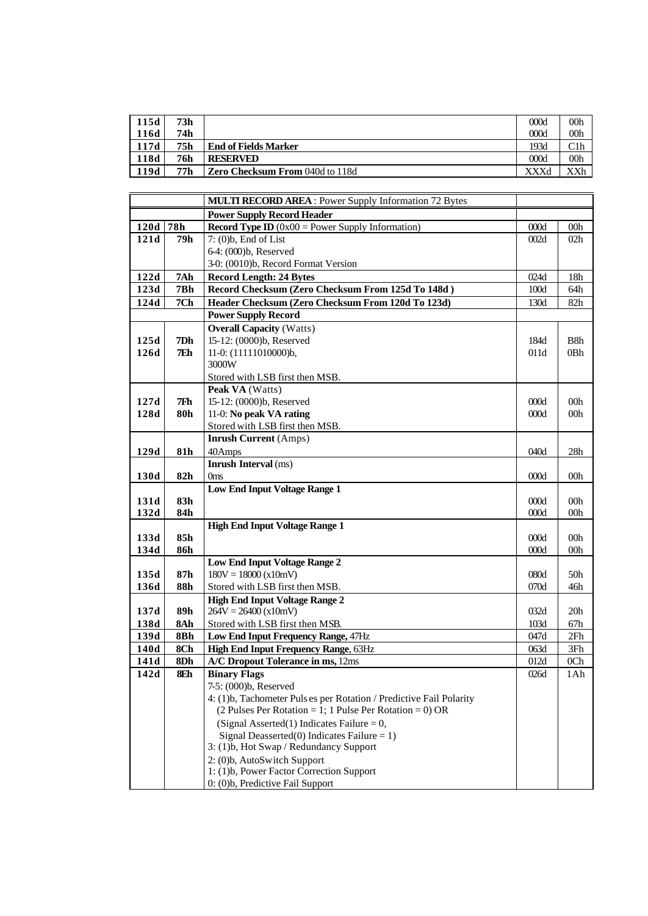| | | | | |
|---|---|---|---|---|
| 115d | 73h | | 000d | 00h |
| 116d | 74h | | 000d | 00h |
| 117d | 75h | **End of Fields Marker** | 193d | C1h |
| 118d | 76h | **RESERVED** | 000d | 00h |
| 119d | 77h | **Zero Checksum From** 040d to 118d | XXXd | XXh |

| | | | | |
|---|---|---|---|---|
| | | **MULTI RECORD AREA** : Power Supply Information 72 Bytes | | |
| | | **Power Supply Record Header** | | |
| 120d | 78h | **Record Type ID** (0x00 = Power Supply Information) | 000d | 00h |
| 121d | 79h | 7: (0)b, End of List<br>6-4: (000)b, Reserved<br>3-0: (0010)b, Record Format Version | 002d | 02h |
| 122d | 7Ah | **Record Length: 24 Bytes** | 024d | 18h |
| 123d | 7Bh | **Record Checksum (Zero Checksum From 125d To 148d )** | 100d | 64h |
| 124d | 7Ch | **Header Checksum (Zero Checksum From 120d To 123d)** | 130d | 82h |
| | | **Power Supply Record** | | |
| | | **Overall Capacity** (Watts) | | |
| 125d | 7Dh | 15-12: (0000)b, Reserved | 184d | B8h |
| 126d | 7Eh | 11-0: (11111010000)b,<br>3000W<br>Stored with LSB first then MSB. | 011d | 0Bh |
| | | **Peak VA** (Watts) | | |
| 127d | 7Fh | 15-12: (0000)b, Reserved | 000d | 00h |
| 128d | 80h | 11-0: **No peak VA rating**<br>Stored with LSB first then MSB. | 000d | 00h |
| | | **Inrush Current** (Amps) | | |
| 129d | 81h | 40Amps | 040d | 28h |
| | | **Inrush Interval** (ms) | | |
| 130d | 82h | 0ms | 000d | 00h |
| | | **Low End Input Voltage Range 1** | | |
| 131d | 83h | | 000d | 00h |
| 132d | 84h | | 000d | 00h |
| | | **High End Input Voltage Range 1** | | |
| 133d | 85h | | 000d | 00h |
| 134d | 86h | | 000d | 00h |
| | | **Low End Input Voltage Range 2** | | |
| 135d | 87h | 180V = 18000 (x10mV) | 080d | 50h |
| 136d | 88h | Stored with LSB first then MSB. | 070d | 46h |
| | | **High End Input Voltage Range 2** | | |
| 137d | 89h | 264V = 26400 (x10mV) | 032d | 20h |
| 138d | 8Ah | Stored with LSB first then MSB. | 103d | 67h |
| 139d | 8Bh | **Low End Input Frequency Range,** 47Hz | 047d | 2Fh |
| 140d | 8Ch | **High End Input Frequency Range**, 63Hz | 063d | 3Fh |
| 141d | 8Dh | **A/C Dropout Tolerance in ms,** 12ms | 012d | 0Ch |
| 142d | 8Eh | **Binary Flags**<br>7-5: (000)b, Reserved<br>4: (1)b, Tachometer Pulses per Rotation / Predictive Fail Polarity<br>(2 Pulses Per Rotation = 1; 1 Pulse Per Rotation = 0) OR<br>(Signal Asserted(1) Indicates Failure = 0,<br>Signal Deasserted(0) Indicates Failure = 1)<br>3: (1)b, Hot Swap / Redundancy Support<br>2: (0)b, AutoSwitch Support<br>1: (1)b, Power Factor Correction Support<br>0: (0)b, Predictive Fail Support | 026d | 1Ah |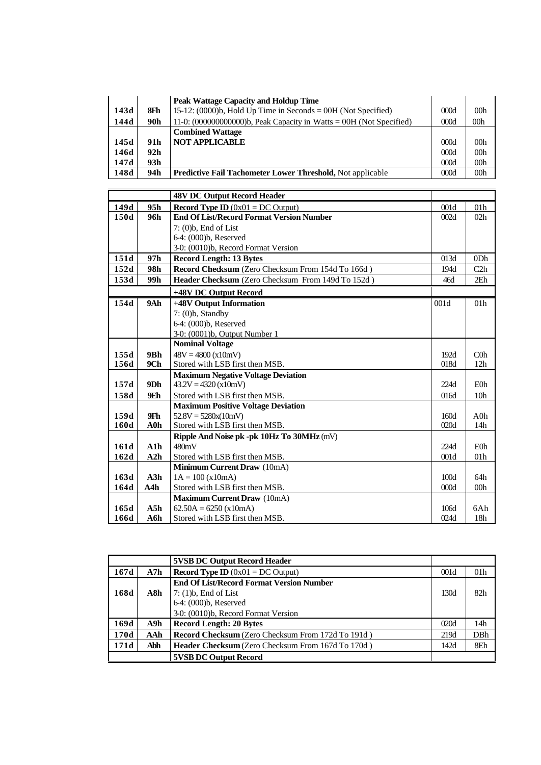|  |  | **Peak Wattage Capacity and Holdup Time** |  |  |
|---|---|---|---|---|
| **143d** | **8Fh** | 15-12: (0000)b, Hold Up Time in Seconds = 00H (Not Specified) | 000d | 00h |
| **144d** | **90h** | 11-0: (000000000000)b, Peak Capacity in Watts = 00H (Not Specified) | 000d | 00h |
|  |  | **Combined Wattage** |  |  |
| **145d** | **91h** | **NOT APPLICABLE** | 000d | 00h |
| **146d** | **92h** |  | 000d | 00h |
| **147d** | **93h** |  | 000d | 00h |
| **148d** | **94h** | **Predictive Fail Tachometer Lower Threshold,** Not applicable | 000d | 00h |

|  |  | **48V DC Output Record Header** |  |  |
|---|---|---|---|---|
| **149d** | **95h** | **Record Type ID** (0x01 = DC Output) | 001d | 01h |
| **150d** | **96h** | **End Of List/Record Format Version Number**<br>7: (0)b, End of List<br>6-4: (000)b, Reserved<br>3-0: (0010)b, Record Format Version | 002d | 02h |
| **151d** | **97h** | **Record Length: 13 Bytes** | 013d | 0Dh |
| **152d** | **98h** | **Record Checksum** (Zero Checksum From 154d To 166d ) | 194d | C2h |
| **153d** | **99h** | **Header Checksum** (Zero Checksum From 149d To 152d ) | 46d | 2Eh |
|  |  | **+48V DC Output Record** |  |  |
| **154d** | **9Ah** | **+48V Output Information**<br>7: (0)b, Standby<br>6-4: (000)b, Reserved<br>3-0: (0001)b, Output Number 1 | 001d | 01h |
|  |  | **Nominal Voltage** |  |  |
| **155d** | **9Bh** | 48V = 4800 (x10mV) | 192d | C0h |
| **156d** | **9Ch** | Stored with LSB first then MSB. | 018d | 12h |
|  |  | **Maximum Negative Voltage Deviation** |  |  |
| **157d** | **9Dh** | 43.2V = 4320 (x10mV) | 224d | E0h |
| **158d** | **9Eh** | Stored with LSB first then MSB. | 016d | 10h |
|  |  | **Maximum Positive Voltage Deviation** |  |  |
| **159d** | **9Fh** | 52.8V = 5280x(10mV) | 160d | A0h |
| **160d** | **A0h** | Stored with LSB first then MSB. | 020d | 14h |
|  |  | **Ripple And Noise pk -pk 10Hz To 30MHz** (mV) |  |  |
| **161d** | **A1h** | 480mV | 224d | E0h |
| **162d** | **A2h** | Stored with LSB first then MSB. | 001d | 01h |
|  |  | **Minimum Current Draw** (10mA) |  |  |
| **163d** | **A3h** | 1A = 100 (x10mA) | 100d | 64h |
| **164d** | **A4h** | Stored with LSB first then MSB. | 000d | 00h |
|  |  | **Maximum Current Draw** (10mA) |  |  |
| **165d** | **A5h** | 62.50A = 6250 (x10mA) | 106d | 6Ah |
| **166d** | **A6h** | Stored with LSB first then MSB. | 024d | 18h |

|  |  | **5VSB DC Output Record Header** |  |  |
|---|---|---|---|---|
| **167d** | **A7h** | **Record Type ID** (0x01 = DC Output) | 001d | 01h |
| **168d** | **A8h** | **End Of List/Record Format Version Number**<br>7: (1)b, End of List<br>6-4: (000)b, Reserved<br>3-0: (0010)b, Record Format Version | 130d | 82h |
| **169d** | **A9h** | **Record Length: 20 Bytes** | 020d | 14h |
| **170d** | **AAh** | **Record Checksum** (Zero Checksum From 172d To 191d ) | 219d | DBh |
| **171d** | **Abh** | **Header Checksum** (Zero Checksum From 167d To 170d ) | 142d | 8Eh |
|  |  | **5VSB DC Output Record** |  |  |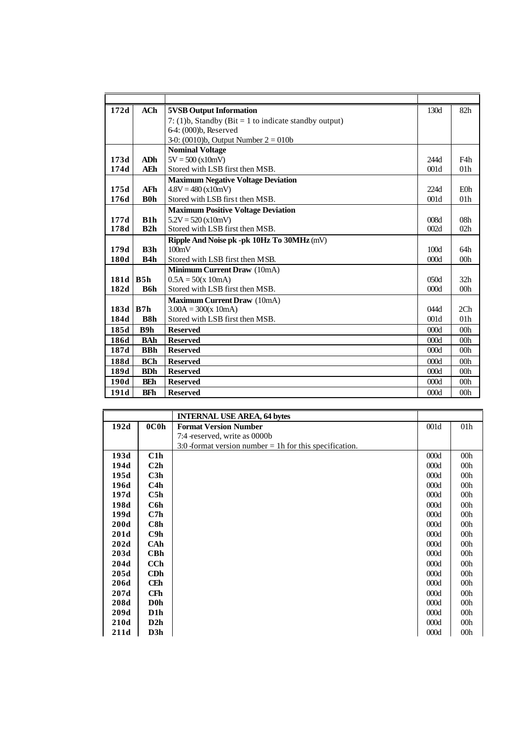| | | | | |
|---|---|---|---|---|
| **172d** | **ACh** | **5VSB Output Information**<br>7: (1)b, Standby (Bit = 1 to indicate standby output)<br>6-4: (000)b, Reserved<br>3-0: (0010)b, Output Number 2 = 010b | 130d | 82h |
| | | **Nominal Voltage** | | |
| **173d** | **ADh** | 5V = 500 (x10mV) | 244d | F4h |
| **174d** | **AEh** | Stored with LSB first then MSB. | 001d | 01h |
| | | **Maximum Negative Voltage Deviation** | | |
| **175d** | **AFh** | 4.8V = 480 (x10mV) | 224d | E0h |
| **176d** | **B0h** | Stored with LSB first then MSB. | 001d | 01h |
| | | **Maximum Positive Voltage Deviation** | | |
| **177d** | **B1h** | 5.2V = 520 (x10mV) | 008d | 08h |
| **178d** | **B2h** | Stored with LSB first then MSB. | 002d | 02h |
| | | **Ripple And Noise pk -pk 10Hz To 30MHz** (mV) | | |
| **179d** | **B3h** | 100mV | 100d | 64h |
| **180d** | **B4h** | Stored with LSB first then MSB. | 000d | 00h |
| | | **Minimum Current Draw** (10mA) | | |
| **181d** | **B5h** | 0.5A = 50(x 10mA) | 050d | 32h |
| **182d** | **B6h** | Stored with LSB first then MSB. | 000d | 00h |
| | | **Maximum Current Draw** (10mA) | | |
| **183d** | **B7h** | 3.00A = 300(x 10mA) | 044d | 2Ch |
| **184d** | **B8h** | Stored with LSB first then MSB. | 001d | 01h |
| **185d** | **B9h** | **Reserved** | 000d | 00h |
| **186d** | **BAh** | **Reserved** | 000d | 00h |
| **187d** | **BBh** | **Reserved** | 000d | 00h |
| **188d** | **BCh** | **Reserved** | 000d | 00h |
| **189d** | **BDh** | **Reserved** | 000d | 00h |
| **190d** | **BEh** | **Reserved** | 000d | 00h |
| **191d** | **BFh** | **Reserved** | 000d | 00h |

| | | **INTERNAL USE AREA, 64 bytes** | | |
|---|---|---|---|---|
| **192d** | **0C0h** | **Format Version Number**<br>7:4 -reserved, write as 0000b<br>3:0 -format version number = 1h for this specification. | 001d | 01h |
| **193d** | **C1h** | | 000d | 00h |
| **194d** | **C2h** | | 000d | 00h |
| **195d** | **C3h** | | 000d | 00h |
| **196d** | **C4h** | | 000d | 00h |
| **197d** | **C5h** | | 000d | 00h |
| **198d** | **C6h** | | 000d | 00h |
| **199d** | **C7h** | | 000d | 00h |
| **200d** | **C8h** | | 000d | 00h |
| **201d** | **C9h** | | 000d | 00h |
| **202d** | **CAh** | | 000d | 00h |
| **203d** | **CBh** | | 000d | 00h |
| **204d** | **CCh** | | 000d | 00h |
| **205d** | **CDh** | | 000d | 00h |
| **206d** | **CEh** | | 000d | 00h |
| **207d** | **CFh** | | 000d | 00h |
| **208d** | **D0h** | | 000d | 00h |
| **209d** | **D1h** | | 000d | 00h |
| **210d** | **D2h** | | 000d | 00h |
| **211d** | **D3h** | | 000d | 00h |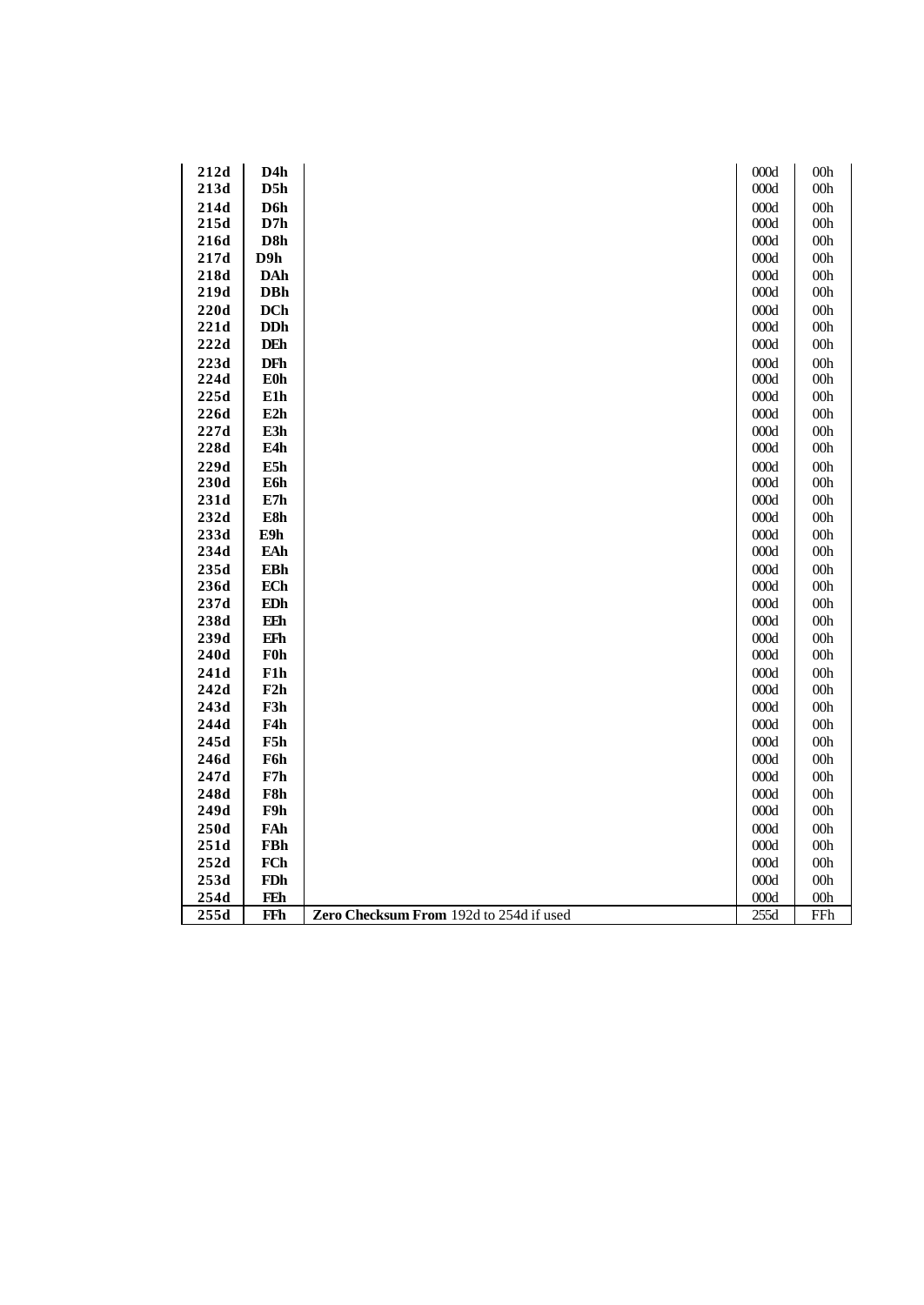| | | | | |
|---|---|---|---|---|
| 212d | D4h | | 000d | 00h |
| 213d | D5h | | 000d | 00h |
| 214d | D6h | | 000d | 00h |
| 215d | D7h | | 000d | 00h |
| 216d | D8h | | 000d | 00h |
| 217d | D9h | | 000d | 00h |
| 218d | DAh | | 000d | 00h |
| 219d | DBh | | 000d | 00h |
| 220d | DCh | | 000d | 00h |
| 221d | DDh | | 000d | 00h |
| 222d | DEh | | 000d | 00h |
| 223d | DFh | | 000d | 00h |
| 224d | E0h | | 000d | 00h |
| 225d | E1h | | 000d | 00h |
| 226d | E2h | | 000d | 00h |
| 227d | E3h | | 000d | 00h |
| 228d | E4h | | 000d | 00h |
| 229d | E5h | | 000d | 00h |
| 230d | E6h | | 000d | 00h |
| 231d | E7h | | 000d | 00h |
| 232d | E8h | | 000d | 00h |
| 233d | E9h | | 000d | 00h |
| 234d | EAh | | 000d | 00h |
| 235d | EBh | | 000d | 00h |
| 236d | ECh | | 000d | 00h |
| 237d | EDh | | 000d | 00h |
| 238d | EEh | | 000d | 00h |
| 239d | EFh | | 000d | 00h |
| 240d | F0h | | 000d | 00h |
| 241d | F1h | | 000d | 00h |
| 242d | F2h | | 000d | 00h |
| 243d | F3h | | 000d | 00h |
| 244d | F4h | | 000d | 00h |
| 245d | F5h | | 000d | 00h |
| 246d | F6h | | 000d | 00h |
| 247d | F7h | | 000d | 00h |
| 248d | F8h | | 000d | 00h |
| 249d | F9h | | 000d | 00h |
| 250d | FAh | | 000d | 00h |
| 251d | FBh | | 000d | 00h |
| 252d | FCh | | 000d | 00h |
| 253d | FDh | | 000d | 00h |
| 254d | FEh | | 000d | 00h |
| 255d | FFh | **Zero Checksum From** 192d to 254d if used | 255d | FFh |